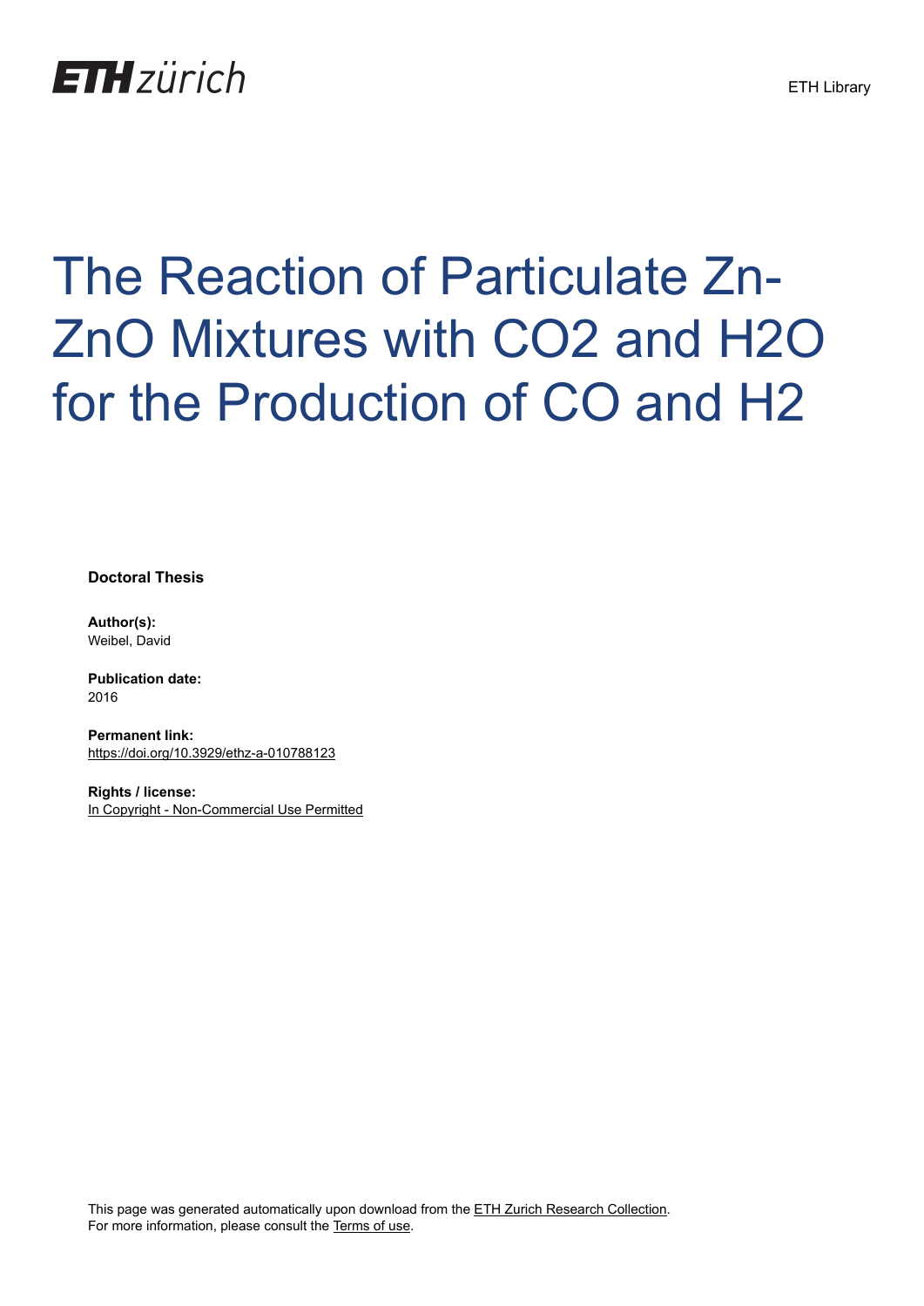ETH zürich

ETH Library

# The Reaction of Particulate Zn-ZnO Mixtures with CO2 and H2O for the Production of CO and H2

**Doctoral Thesis**

**Author(s):**
Weibel, David

**Publication date:**
2016

**Permanent link:**
https://doi.org/10.3929/ethz-a-010788123

**Rights / license:**
In Copyright - Non-Commercial Use Permitted

This page was generated automatically upon download from the ETH Zurich Research Collection.
For more information, please consult the Terms of use.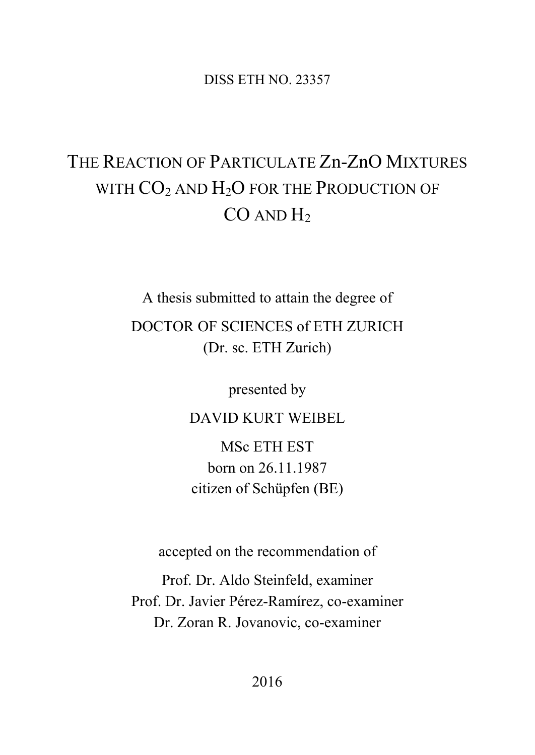DISS ETH NO. 23357

# The Reaction of Particulate Zn-ZnO Mixtures with $CO_2$ and $H_2O$ for the Production of CO and $H_2$

A thesis submitted to attain the degree of

DOCTOR OF SCIENCES of ETH ZURICH

(Dr. sc. ETH Zurich)

presented by

DAVID KURT WEIBEL

MSc ETH EST

born on 26.11.1987

citizen of Schüpfen (BE)

accepted on the recommendation of

Prof. Dr. Aldo Steinfeld, examiner

Prof. Dr. Javier Pérez-Ramírez, co-examiner

Dr. Zoran R. Jovanovic, co-examiner

2016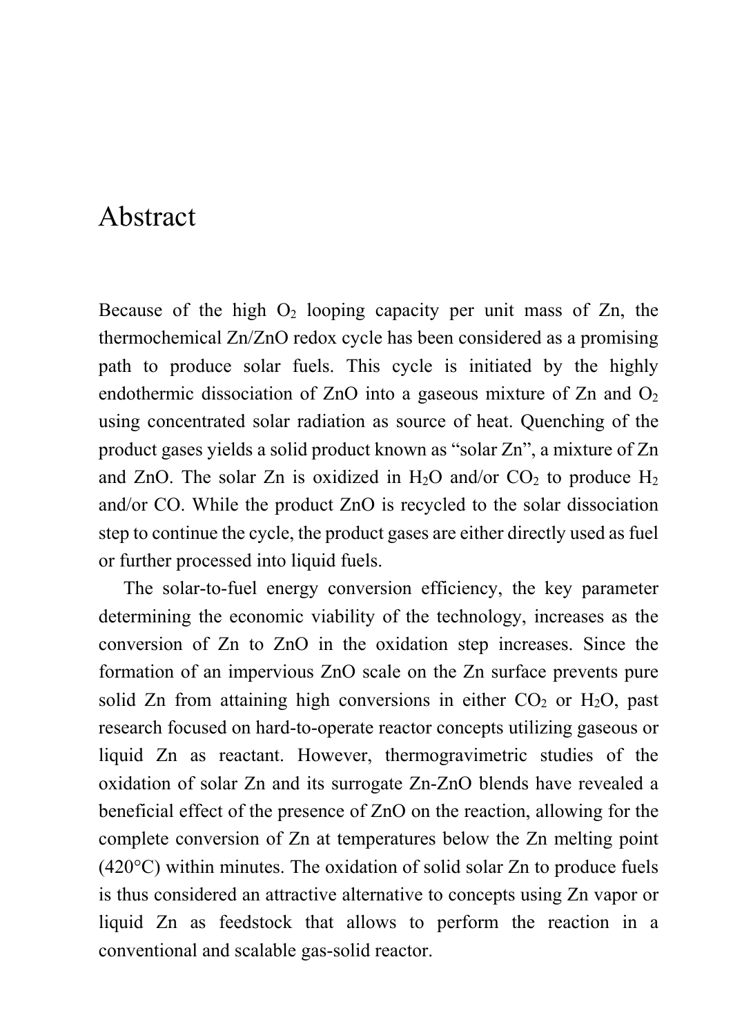# Abstract

Because of the high $O_2$ looping capacity per unit mass of Zn, the thermochemical Zn/ZnO redox cycle has been considered as a promising path to produce solar fuels. This cycle is initiated by the highly endothermic dissociation of ZnO into a gaseous mixture of Zn and $O_2$ using concentrated solar radiation as source of heat. Quenching of the product gases yields a solid product known as "solar Zn", a mixture of Zn and ZnO. The solar Zn is oxidized in $H_2O$ and/or $CO_2$ to produce $H_2$ and/or CO. While the product ZnO is recycled to the solar dissociation step to continue the cycle, the product gases are either directly used as fuel or further processed into liquid fuels.

The solar-to-fuel energy conversion efficiency, the key parameter determining the economic viability of the technology, increases as the conversion of Zn to ZnO in the oxidation step increases. Since the formation of an impervious ZnO scale on the Zn surface prevents pure solid Zn from attaining high conversions in either $CO_2$ or $H_2O$, past research focused on hard-to-operate reactor concepts utilizing gaseous or liquid Zn as reactant. However, thermogravimetric studies of the oxidation of solar Zn and its surrogate Zn-ZnO blends have revealed a beneficial effect of the presence of ZnO on the reaction, allowing for the complete conversion of Zn at temperatures below the Zn melting point (420°C) within minutes. The oxidation of solid solar Zn to produce fuels is thus considered an attractive alternative to concepts using Zn vapor or liquid Zn as feedstock that allows to perform the reaction in a conventional and scalable gas-solid reactor.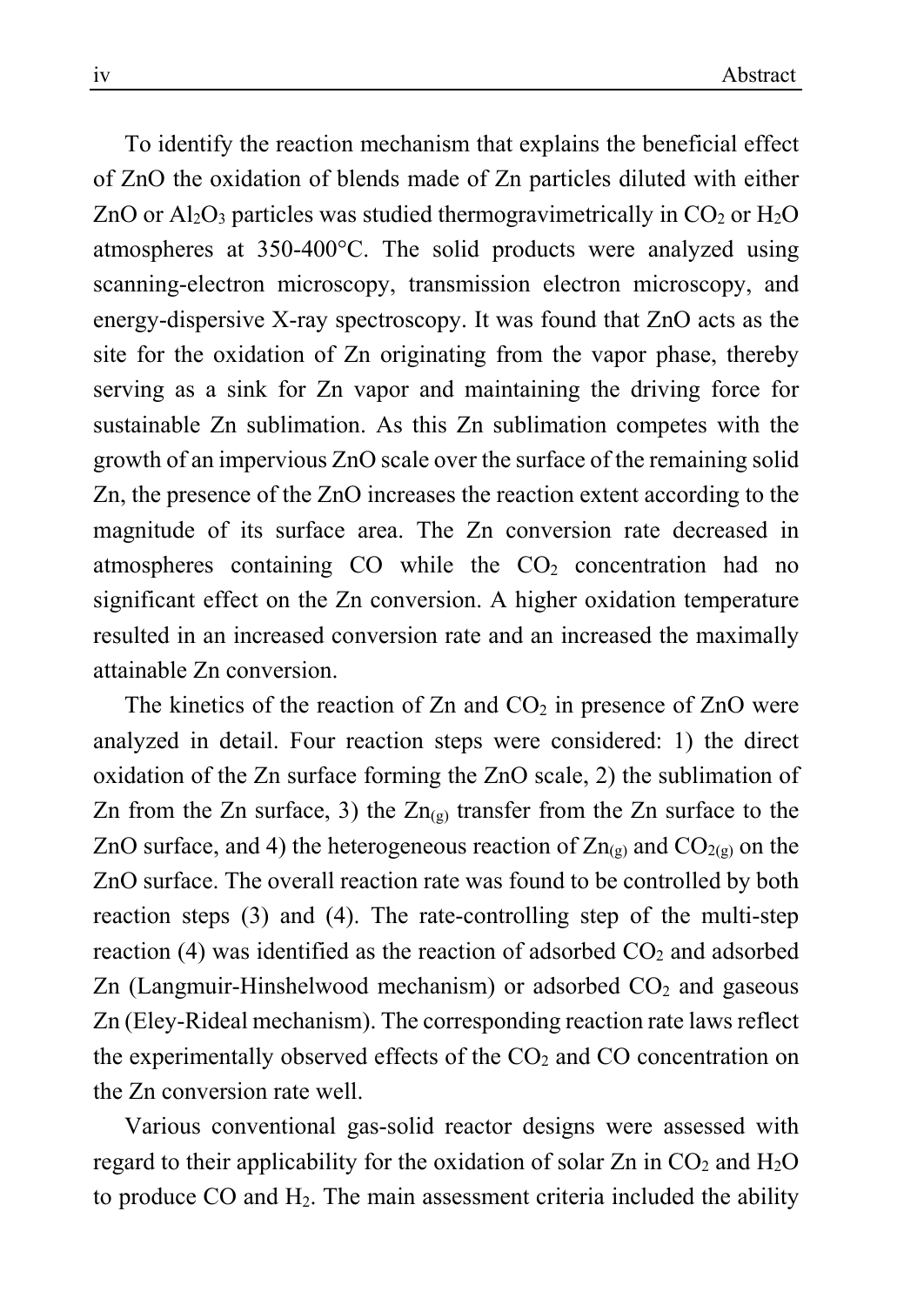To identify the reaction mechanism that explains the beneficial effect of ZnO the oxidation of blends made of Zn particles diluted with either ZnO or $Al_2O_3$ particles was studied thermogravimetrically in $CO_2$ or $H_2O$ atmospheres at 350-400°C. The solid products were analyzed using scanning-electron microscopy, transmission electron microscopy, and energy-dispersive X-ray spectroscopy. It was found that ZnO acts as the site for the oxidation of Zn originating from the vapor phase, thereby serving as a sink for Zn vapor and maintaining the driving force for sustainable Zn sublimation. As this Zn sublimation competes with the growth of an impervious ZnO scale over the surface of the remaining solid Zn, the presence of the ZnO increases the reaction extent according to the magnitude of its surface area. The Zn conversion rate decreased in atmospheres containing CO while the $CO_2$ concentration had no significant effect on the Zn conversion. A higher oxidation temperature resulted in an increased conversion rate and an increased the maximally attainable Zn conversion.

The kinetics of the reaction of Zn and $CO_2$ in presence of ZnO were analyzed in detail. Four reaction steps were considered: 1) the direct oxidation of the Zn surface forming the ZnO scale, 2) the sublimation of Zn from the Zn surface, 3) the $Zn_{(g)}$ transfer from the Zn surface to the ZnO surface, and 4) the heterogeneous reaction of $Zn_{(g)}$ and $CO_{2(g)}$ on the ZnO surface. The overall reaction rate was found to be controlled by both reaction steps (3) and (4). The rate-controlling step of the multi-step reaction (4) was identified as the reaction of adsorbed $CO_2$ and adsorbed Zn (Langmuir-Hinshelwood mechanism) or adsorbed $CO_2$ and gaseous Zn (Eley-Rideal mechanism). The corresponding reaction rate laws reflect the experimentally observed effects of the $CO_2$ and CO concentration on the Zn conversion rate well.

Various conventional gas-solid reactor designs were assessed with regard to their applicability for the oxidation of solar Zn in $CO_2$ and $H_2O$ to produce CO and $H_2$. The main assessment criteria included the ability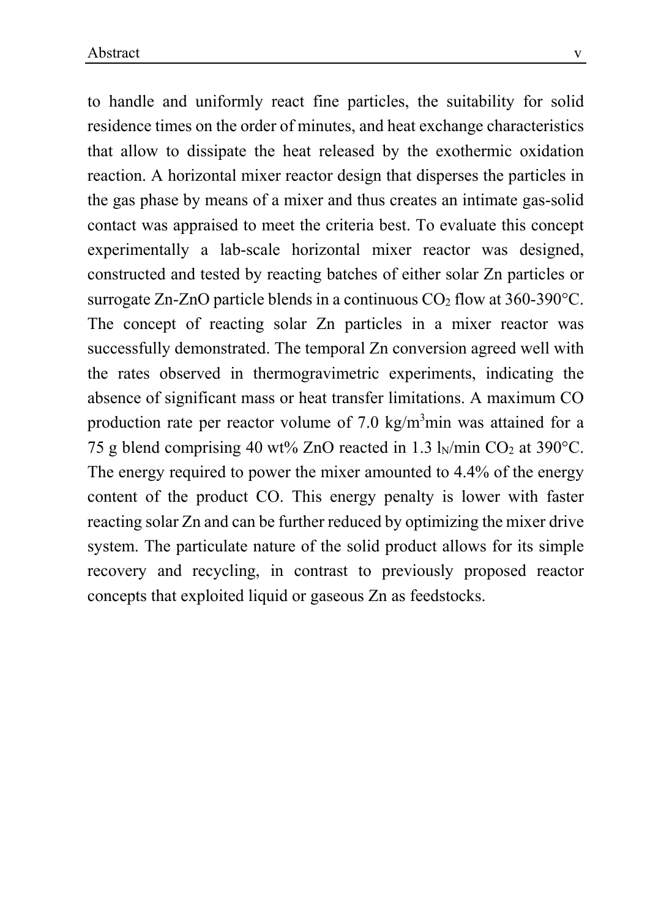to handle and uniformly react fine particles, the suitability for solid residence times on the order of minutes, and heat exchange characteristics that allow to dissipate the heat released by the exothermic oxidation reaction. A horizontal mixer reactor design that disperses the particles in the gas phase by means of a mixer and thus creates an intimate gas-solid contact was appraised to meet the criteria best. To evaluate this concept experimentally a lab-scale horizontal mixer reactor was designed, constructed and tested by reacting batches of either solar Zn particles or surrogate Zn-ZnO particle blends in a continuous $CO_2$ flow at 360-390°C. The concept of reacting solar Zn particles in a mixer reactor was successfully demonstrated. The temporal Zn conversion agreed well with the rates observed in thermogravimetric experiments, indicating the absence of significant mass or heat transfer limitations. A maximum CO production rate per reactor volume of 7.0 kg/m$^3$min was attained for a 75 g blend comprising 40 wt% ZnO reacted in 1.3 $l_N$/min $CO_2$ at 390°C. The energy required to power the mixer amounted to 4.4% of the energy content of the product CO. This energy penalty is lower with faster reacting solar Zn and can be further reduced by optimizing the mixer drive system. The particulate nature of the solid product allows for its simple recovery and recycling, in contrast to previously proposed reactor concepts that exploited liquid or gaseous Zn as feedstocks.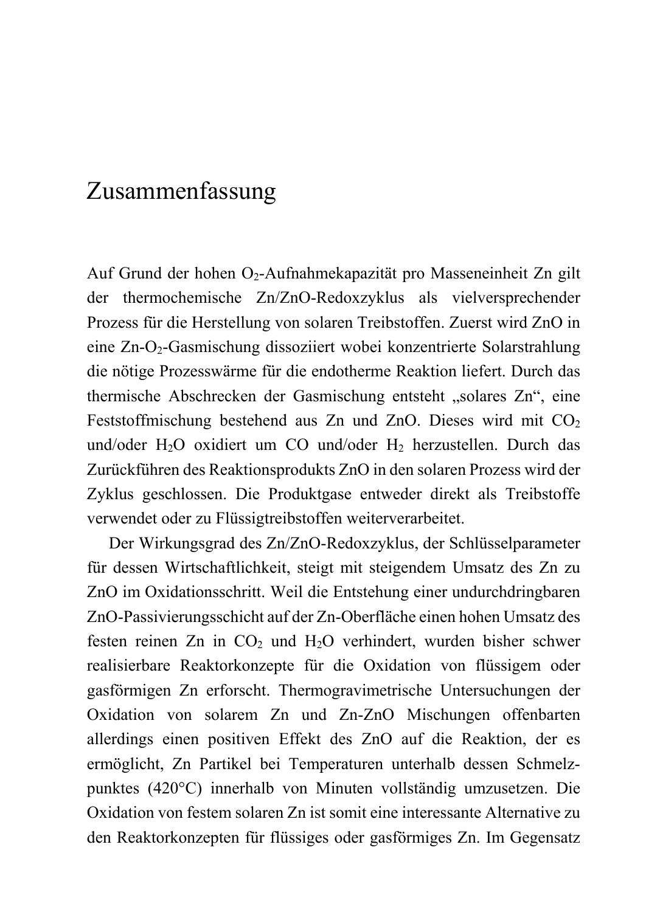# Zusammenfassung

Auf Grund der hohen $O_2$-Aufnahmekapazität pro Masseneinheit Zn gilt der thermochemische Zn/ZnO-Redoxzyklus als vielversprechender Prozess für die Herstellung von solaren Treibstoffen. Zuerst wird ZnO in eine Zn-$O_2$-Gasmischung dissoziiert wobei konzentrierte Solarstrahlung die nötige Prozesswärme für die endotherme Reaktion liefert. Durch das thermische Abschrecken der Gasmischung entsteht „solares Zn", eine Feststoffmischung bestehend aus Zn und ZnO. Dieses wird mit $CO_2$ und/oder $H_2O$ oxidiert um CO und/oder $H_2$ herzustellen. Durch das Zurückführen des Reaktionsprodukts ZnO in den solaren Prozess wird der Zyklus geschlossen. Die Produktgase entweder direkt als Treibstoffe verwendet oder zu Flüssigtreibstoffen weiterverarbeitet.

Der Wirkungsgrad des Zn/ZnO-Redoxzyklus, der Schlüsselparameter für dessen Wirtschaftlichkeit, steigt mit steigendem Umsatz des Zn zu ZnO im Oxidationsschritt. Weil die Entstehung einer undurchdringbaren ZnO-Passivierungsschicht auf der Zn-Oberfläche einen hohen Umsatz des festen reinen Zn in $CO_2$ und $H_2O$ verhindert, wurden bisher schwer realisierbare Reaktorkonzepte für die Oxidation von flüssigem oder gasförmigen Zn erforscht. Thermogravimetrische Untersuchungen der Oxidation von solarem Zn und Zn-ZnO Mischungen offenbarten allerdings einen positiven Effekt des ZnO auf die Reaktion, der es ermöglicht, Zn Partikel bei Temperaturen unterhalb dessen Schmelz-punktes (420°C) innerhalb von Minuten vollständig umzusetzen. Die Oxidation von festem solaren Zn ist somit eine interessante Alternative zu den Reaktorkonzepten für flüssiges oder gasförmiges Zn. Im Gegensatz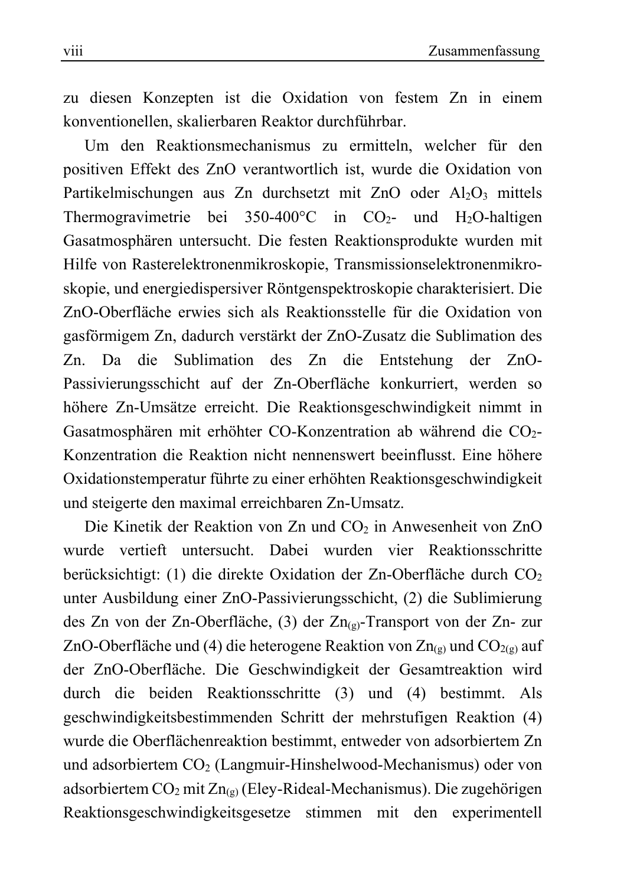zu diesen Konzepten ist die Oxidation von festem Zn in einem konventionellen, skalierbaren Reaktor durchführbar.

Um den Reaktionsmechanismus zu ermitteln, welcher für den positiven Effekt des ZnO verantwortlich ist, wurde die Oxidation von Partikelmischungen aus Zn durchsetzt mit ZnO oder $Al_2O_3$ mittels Thermogravimetrie bei 350-400°C in $CO_2$- und $H_2O$-haltigen Gasatmosphären untersucht. Die festen Reaktionsprodukte wurden mit Hilfe von Rasterelektronenmikroskopie, Transmissionselektronenmikroskopie, und energiedispersiver Röntgenspektroskopie charakterisiert. Die ZnO-Oberfläche erwies sich als Reaktionsstelle für die Oxidation von gasförmigem Zn, dadurch verstärkt der ZnO-Zusatz die Sublimation des Zn. Da die Sublimation des Zn die Entstehung der ZnO-Passivierungsschicht auf der Zn-Oberfläche konkurriert, werden so höhere Zn-Umsätze erreicht. Die Reaktionsgeschwindigkeit nimmt in Gasatmosphären mit erhöhter CO-Konzentration ab während die $CO_2$-Konzentration die Reaktion nicht nennenswert beeinflusst. Eine höhere Oxidationstemperatur führte zu einer erhöhten Reaktionsgeschwindigkeit und steigerte den maximal erreichbaren Zn-Umsatz.

Die Kinetik der Reaktion von Zn und $CO_2$ in Anwesenheit von ZnO wurde vertieft untersucht. Dabei wurden vier Reaktionsschritte berücksichtigt: (1) die direkte Oxidation der Zn-Oberfläche durch $CO_2$ unter Ausbildung einer ZnO-Passivierungsschicht, (2) die Sublimierung des Zn von der Zn-Oberfläche, (3) der $Zn_{(g)}$-Transport von der Zn- zur ZnO-Oberfläche und (4) die heterogene Reaktion von $Zn_{(g)}$ und $CO_{2(g)}$ auf der ZnO-Oberfläche. Die Geschwindigkeit der Gesamtreaktion wird durch die beiden Reaktionsschritte (3) und (4) bestimmt. Als geschwindigkeitsbestimmenden Schritt der mehrstufigen Reaktion (4) wurde die Oberflächenreaktion bestimmt, entweder von adsorbiertem Zn und adsorbiertem $CO_2$ (Langmuir-Hinshelwood-Mechanismus) oder von adsorbiertem $CO_2$ mit $Zn_{(g)}$ (Eley-Rideal-Mechanismus). Die zugehörigen Reaktionsgeschwindigkeitsgesetze stimmen mit den experimentell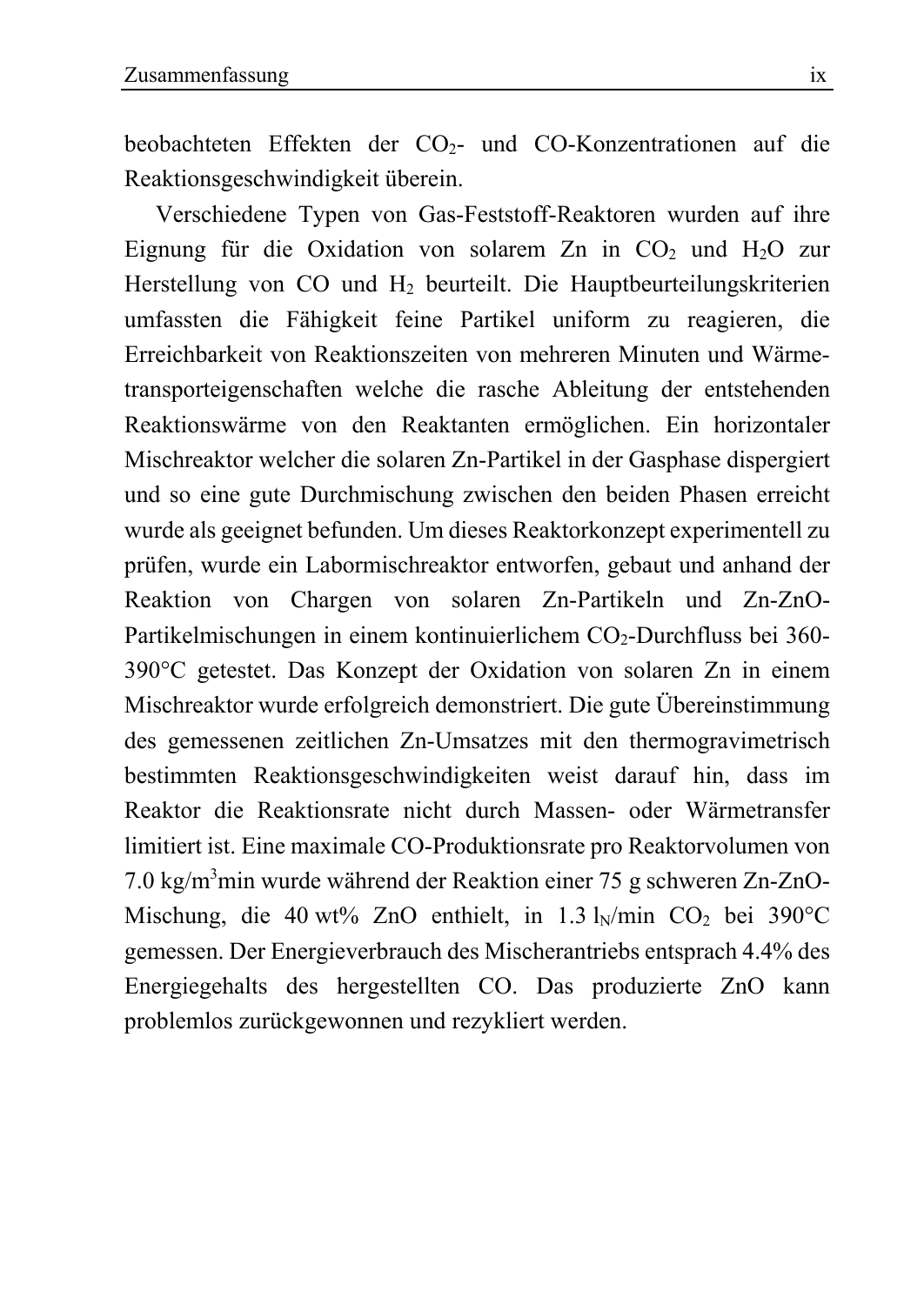beobachteten Effekten der $CO_2$- und CO-Konzentrationen auf die Reaktionsgeschwindigkeit überein.

Verschiedene Typen von Gas-Feststoff-Reaktoren wurden auf ihre Eignung für die Oxidation von solarem Zn in $CO_2$ und $H_2O$ zur Herstellung von CO und $H_2$ beurteilt. Die Hauptbeurteilungskriterien umfassten die Fähigkeit feine Partikel uniform zu reagieren, die Erreichbarkeit von Reaktionszeiten von mehreren Minuten und Wärmetransporteigenschaften welche die rasche Ableitung der entstehenden Reaktionswärme von den Reaktanten ermöglichen. Ein horizontaler Mischreaktor welcher die solaren Zn-Partikel in der Gasphase dispergiert und so eine gute Durchmischung zwischen den beiden Phasen erreicht wurde als geeignet befunden. Um dieses Reaktorkonzept experimentell zu prüfen, wurde ein Labormischreaktor entworfen, gebaut und anhand der Reaktion von Chargen von solaren Zn-Partikeln und Zn-ZnO-Partikelmischungen in einem kontinuierlichem $CO_2$-Durchfluss bei 360-390°C getestet. Das Konzept der Oxidation von solaren Zn in einem Mischreaktor wurde erfolgreich demonstriert. Die gute Übereinstimmung des gemessenen zeitlichen Zn-Umsatzes mit den thermogravimetrisch bestimmten Reaktionsgeschwindigkeiten weist darauf hin, dass im Reaktor die Reaktionsrate nicht durch Massen- oder Wärmetransfer limitiert ist. Eine maximale CO-Produktionsrate pro Reaktorvolumen von 7.0 kg/$m^3$min wurde während der Reaktion einer 75 g schweren Zn-ZnO-Mischung, die 40 wt% ZnO enthielt, in 1.3 $l_N$/min $CO_2$ bei 390°C gemessen. Der Energieverbrauch des Mischerantriebs entsprach 4.4% des Energiegehalts des hergestellten CO. Das produzierte ZnO kann problemlos zurückgewonnen und rezykliert werden.